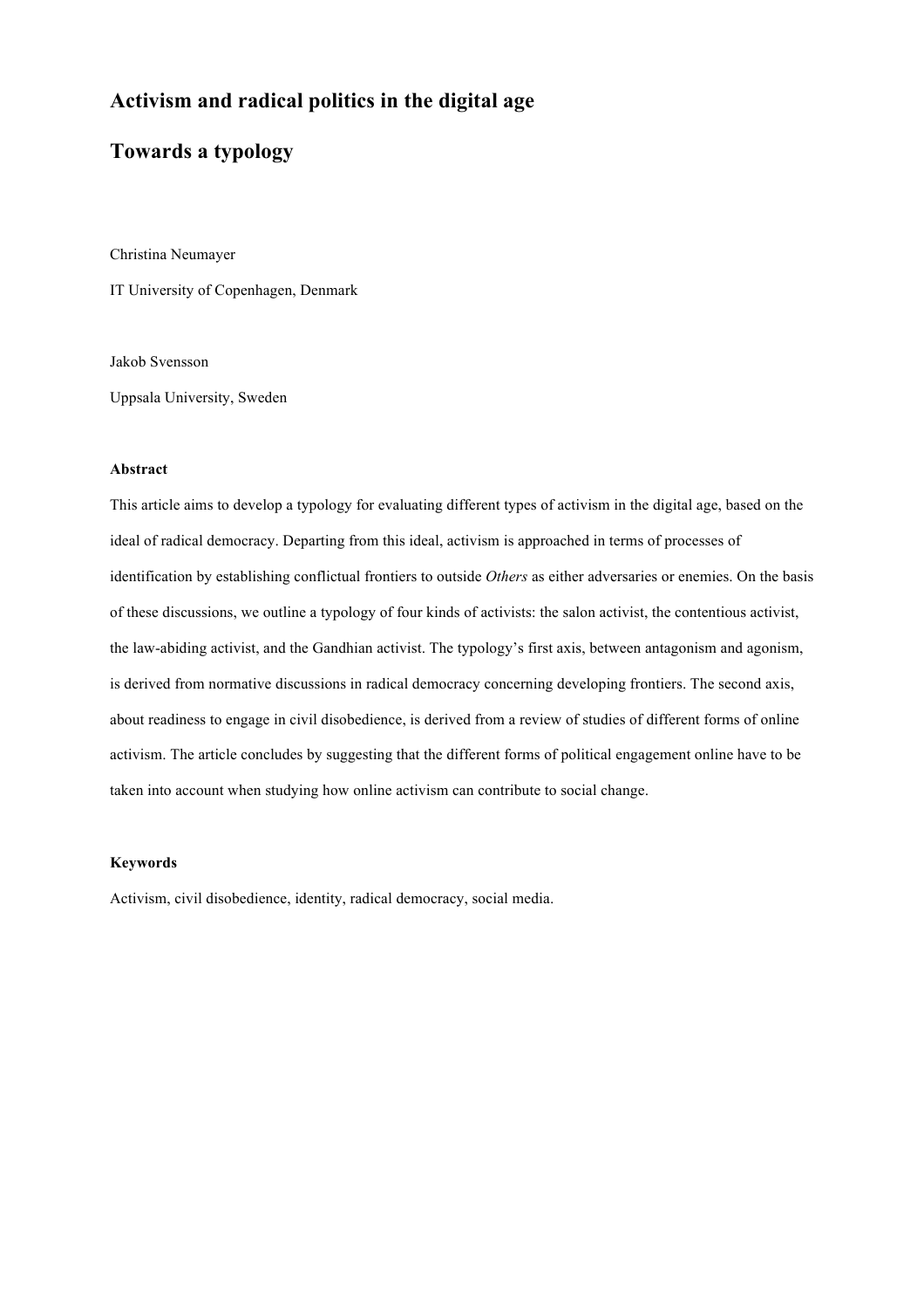# Activism and radical politics in the digital age

## Towards a typology

Christina Neumayer

IT University of Copenhagen, Denmark

Jakob Svensson

Uppsala University, Sweden

**Abstract**

This article aims to develop a typology for evaluating different types of activism in the digital age, based on the ideal of radical democracy. Departing from this ideal, activism is approached in terms of processes of identification by establishing conflictual frontiers to outside *Others* as either adversaries or enemies. On the basis of these discussions, we outline a typology of four kinds of activists: the salon activist, the contentious activist, the law-abiding activist, and the Gandhian activist. The typology's first axis, between antagonism and agonism, is derived from normative discussions in radical democracy concerning developing frontiers. The second axis, about readiness to engage in civil disobedience, is derived from a review of studies of different forms of online activism. The article concludes by suggesting that the different forms of political engagement online have to be taken into account when studying how online activism can contribute to social change.

**Keywords**

Activism, civil disobedience, identity, radical democracy, social media.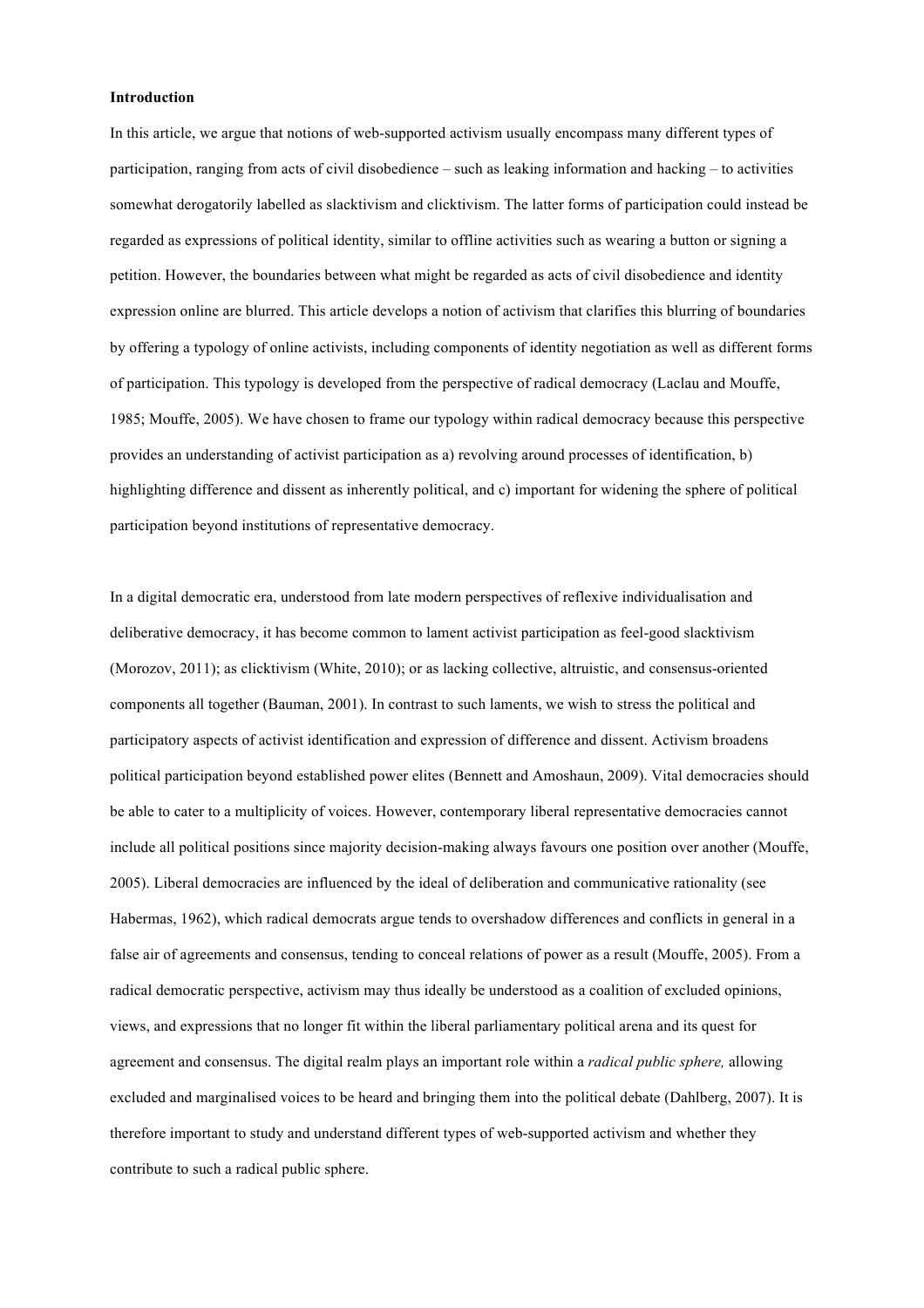**Introduction**

In this article, we argue that notions of web-supported activism usually encompass many different types of participation, ranging from acts of civil disobedience – such as leaking information and hacking – to activities somewhat derogatorily labelled as slacktivism and clicktivism. The latter forms of participation could instead be regarded as expressions of political identity, similar to offline activities such as wearing a button or signing a petition. However, the boundaries between what might be regarded as acts of civil disobedience and identity expression online are blurred. This article develops a notion of activism that clarifies this blurring of boundaries by offering a typology of online activists, including components of identity negotiation as well as different forms of participation. This typology is developed from the perspective of radical democracy (Laclau and Mouffe, 1985; Mouffe, 2005). We have chosen to frame our typology within radical democracy because this perspective provides an understanding of activist participation as a) revolving around processes of identification, b) highlighting difference and dissent as inherently political, and c) important for widening the sphere of political participation beyond institutions of representative democracy.

In a digital democratic era, understood from late modern perspectives of reflexive individualisation and deliberative democracy, it has become common to lament activist participation as feel-good slacktivism (Morozov, 2011); as clicktivism (White, 2010); or as lacking collective, altruistic, and consensus-oriented components all together (Bauman, 2001). In contrast to such laments, we wish to stress the political and participatory aspects of activist identification and expression of difference and dissent. Activism broadens political participation beyond established power elites (Bennett and Amoshaun, 2009). Vital democracies should be able to cater to a multiplicity of voices. However, contemporary liberal representative democracies cannot include all political positions since majority decision-making always favours one position over another (Mouffe, 2005). Liberal democracies are influenced by the ideal of deliberation and communicative rationality (see Habermas, 1962), which radical democrats argue tends to overshadow differences and conflicts in general in a false air of agreements and consensus, tending to conceal relations of power as a result (Mouffe, 2005). From a radical democratic perspective, activism may thus ideally be understood as a coalition of excluded opinions, views, and expressions that no longer fit within the liberal parliamentary political arena and its quest for agreement and consensus. The digital realm plays an important role within a *radical public sphere,* allowing excluded and marginalised voices to be heard and bringing them into the political debate (Dahlberg, 2007). It is therefore important to study and understand different types of web-supported activism and whether they contribute to such a radical public sphere.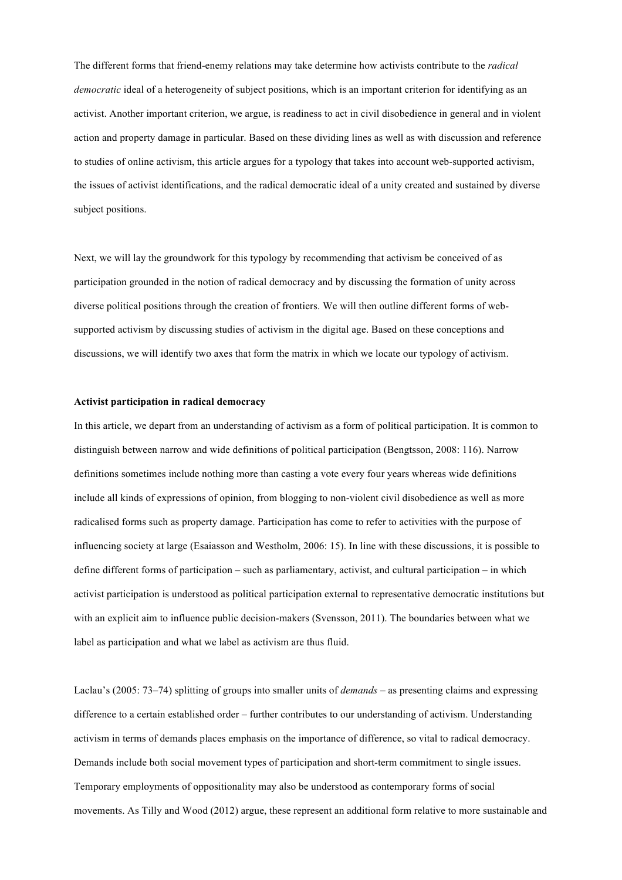The different forms that friend-enemy relations may take determine how activists contribute to the *radical democratic* ideal of a heterogeneity of subject positions, which is an important criterion for identifying as an activist. Another important criterion, we argue, is readiness to act in civil disobedience in general and in violent action and property damage in particular. Based on these dividing lines as well as with discussion and reference to studies of online activism, this article argues for a typology that takes into account web-supported activism, the issues of activist identifications, and the radical democratic ideal of a unity created and sustained by diverse subject positions.

Next, we will lay the groundwork for this typology by recommending that activism be conceived of as participation grounded in the notion of radical democracy and by discussing the formation of unity across diverse political positions through the creation of frontiers. We will then outline different forms of web-supported activism by discussing studies of activism in the digital age. Based on these conceptions and discussions, we will identify two axes that form the matrix in which we locate our typology of activism.

**Activist participation in radical democracy**

In this article, we depart from an understanding of activism as a form of political participation. It is common to distinguish between narrow and wide definitions of political participation (Bengtsson, 2008: 116). Narrow definitions sometimes include nothing more than casting a vote every four years whereas wide definitions include all kinds of expressions of opinion, from blogging to non-violent civil disobedience as well as more radicalised forms such as property damage. Participation has come to refer to activities with the purpose of influencing society at large (Esaiasson and Westholm, 2006: 15). In line with these discussions, it is possible to define different forms of participation – such as parliamentary, activist, and cultural participation – in which activist participation is understood as political participation external to representative democratic institutions but with an explicit aim to influence public decision-makers (Svensson, 2011). The boundaries between what we label as participation and what we label as activism are thus fluid.

Laclau's (2005: 73–74) splitting of groups into smaller units of *demands* – as presenting claims and expressing difference to a certain established order – further contributes to our understanding of activism. Understanding activism in terms of demands places emphasis on the importance of difference, so vital to radical democracy. Demands include both social movement types of participation and short-term commitment to single issues. Temporary employments of oppositionality may also be understood as contemporary forms of social movements. As Tilly and Wood (2012) argue, these represent an additional form relative to more sustainable and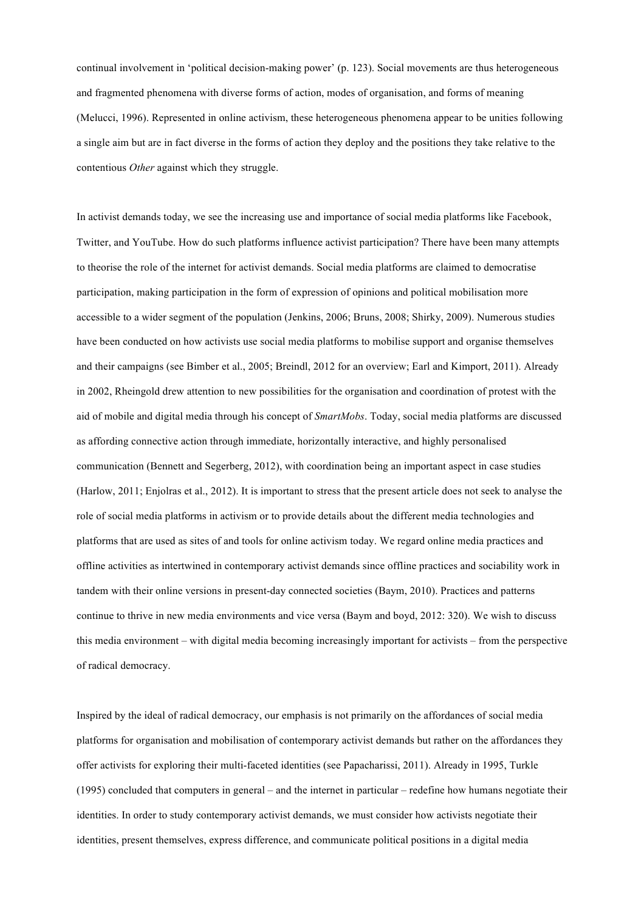continual involvement in 'political decision-making power' (p. 123). Social movements are thus heterogeneous and fragmented phenomena with diverse forms of action, modes of organisation, and forms of meaning (Melucci, 1996). Represented in online activism, these heterogeneous phenomena appear to be unities following a single aim but are in fact diverse in the forms of action they deploy and the positions they take relative to the contentious *Other* against which they struggle.

In activist demands today, we see the increasing use and importance of social media platforms like Facebook, Twitter, and YouTube. How do such platforms influence activist participation? There have been many attempts to theorise the role of the internet for activist demands. Social media platforms are claimed to democratise participation, making participation in the form of expression of opinions and political mobilisation more accessible to a wider segment of the population (Jenkins, 2006; Bruns, 2008; Shirky, 2009). Numerous studies have been conducted on how activists use social media platforms to mobilise support and organise themselves and their campaigns (see Bimber et al., 2005; Breindl, 2012 for an overview; Earl and Kimport, 2011). Already in 2002, Rheingold drew attention to new possibilities for the organisation and coordination of protest with the aid of mobile and digital media through his concept of *SmartMobs*. Today, social media platforms are discussed as affording connective action through immediate, horizontally interactive, and highly personalised communication (Bennett and Segerberg, 2012), with coordination being an important aspect in case studies (Harlow, 2011; Enjolras et al., 2012). It is important to stress that the present article does not seek to analyse the role of social media platforms in activism or to provide details about the different media technologies and platforms that are used as sites of and tools for online activism today. We regard online media practices and offline activities as intertwined in contemporary activist demands since offline practices and sociability work in tandem with their online versions in present-day connected societies (Baym, 2010). Practices and patterns continue to thrive in new media environments and vice versa (Baym and boyd, 2012: 320). We wish to discuss this media environment – with digital media becoming increasingly important for activists – from the perspective of radical democracy.

Inspired by the ideal of radical democracy, our emphasis is not primarily on the affordances of social media platforms for organisation and mobilisation of contemporary activist demands but rather on the affordances they offer activists for exploring their multi-faceted identities (see Papacharissi, 2011). Already in 1995, Turkle (1995) concluded that computers in general – and the internet in particular – redefine how humans negotiate their identities. In order to study contemporary activist demands, we must consider how activists negotiate their identities, present themselves, express difference, and communicate political positions in a digital media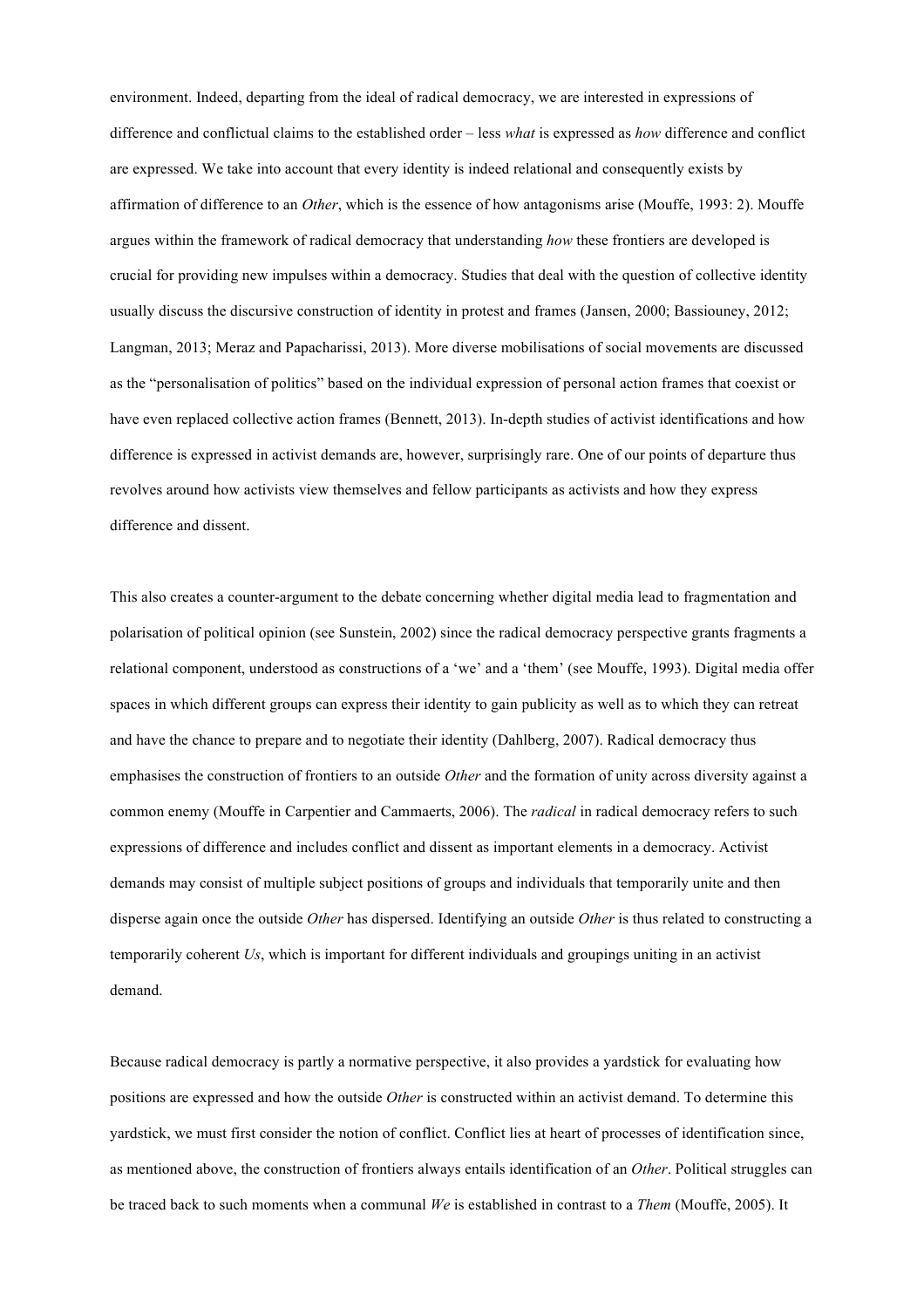environment. Indeed, departing from the ideal of radical democracy, we are interested in expressions of difference and conflictual claims to the established order – less *what* is expressed as *how* difference and conflict are expressed. We take into account that every identity is indeed relational and consequently exists by affirmation of difference to an *Other*, which is the essence of how antagonisms arise (Mouffe, 1993: 2). Mouffe argues within the framework of radical democracy that understanding *how* these frontiers are developed is crucial for providing new impulses within a democracy. Studies that deal with the question of collective identity usually discuss the discursive construction of identity in protest and frames (Jansen, 2000; Bassiouney, 2012; Langman, 2013; Meraz and Papacharissi, 2013). More diverse mobilisations of social movements are discussed as the "personalisation of politics" based on the individual expression of personal action frames that coexist or have even replaced collective action frames (Bennett, 2013). In-depth studies of activist identifications and how difference is expressed in activist demands are, however, surprisingly rare. One of our points of departure thus revolves around how activists view themselves and fellow participants as activists and how they express difference and dissent.

This also creates a counter-argument to the debate concerning whether digital media lead to fragmentation and polarisation of political opinion (see Sunstein, 2002) since the radical democracy perspective grants fragments a relational component, understood as constructions of a 'we' and a 'them' (see Mouffe, 1993). Digital media offer spaces in which different groups can express their identity to gain publicity as well as to which they can retreat and have the chance to prepare and to negotiate their identity (Dahlberg, 2007). Radical democracy thus emphasises the construction of frontiers to an outside *Other* and the formation of unity across diversity against a common enemy (Mouffe in Carpentier and Cammaerts, 2006). The *radical* in radical democracy refers to such expressions of difference and includes conflict and dissent as important elements in a democracy. Activist demands may consist of multiple subject positions of groups and individuals that temporarily unite and then disperse again once the outside *Other* has dispersed. Identifying an outside *Other* is thus related to constructing a temporarily coherent *Us*, which is important for different individuals and groupings uniting in an activist demand.

Because radical democracy is partly a normative perspective, it also provides a yardstick for evaluating how positions are expressed and how the outside *Other* is constructed within an activist demand. To determine this yardstick, we must first consider the notion of conflict. Conflict lies at heart of processes of identification since, as mentioned above, the construction of frontiers always entails identification of an *Other*. Political struggles can be traced back to such moments when a communal *We* is established in contrast to a *Them* (Mouffe, 2005). It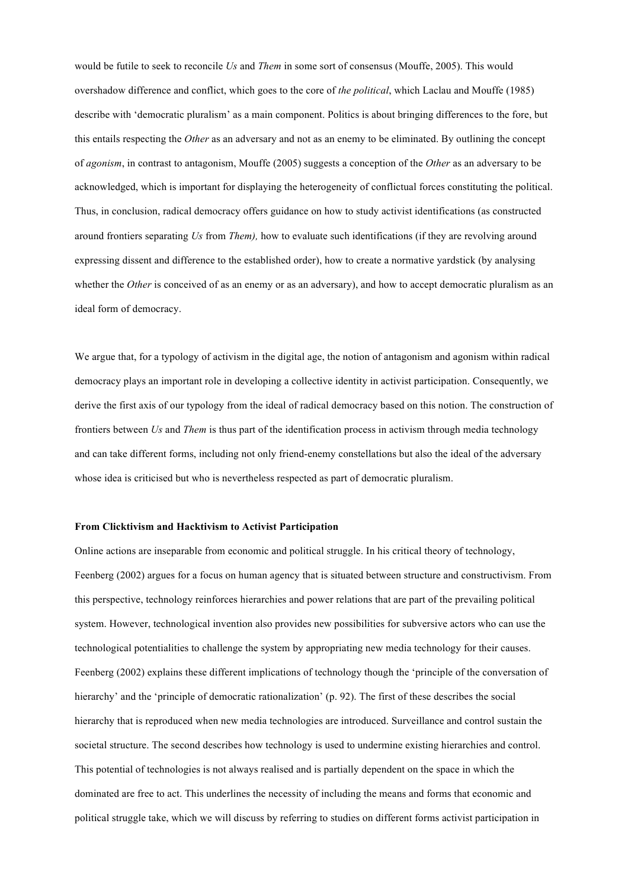would be futile to seek to reconcile *Us* and *Them* in some sort of consensus (Mouffe, 2005). This would overshadow difference and conflict, which goes to the core of *the political*, which Laclau and Mouffe (1985) describe with 'democratic pluralism' as a main component. Politics is about bringing differences to the fore, but this entails respecting the *Other* as an adversary and not as an enemy to be eliminated. By outlining the concept of *agonism*, in contrast to antagonism, Mouffe (2005) suggests a conception of the *Other* as an adversary to be acknowledged, which is important for displaying the heterogeneity of conflictual forces constituting the political. Thus, in conclusion, radical democracy offers guidance on how to study activist identifications (as constructed around frontiers separating *Us* from *Them),* how to evaluate such identifications (if they are revolving around expressing dissent and difference to the established order), how to create a normative yardstick (by analysing whether the *Other* is conceived of as an enemy or as an adversary), and how to accept democratic pluralism as an ideal form of democracy.

We argue that, for a typology of activism in the digital age, the notion of antagonism and agonism within radical democracy plays an important role in developing a collective identity in activist participation. Consequently, we derive the first axis of our typology from the ideal of radical democracy based on this notion. The construction of frontiers between *Us* and *Them* is thus part of the identification process in activism through media technology and can take different forms, including not only friend-enemy constellations but also the ideal of the adversary whose idea is criticised but who is nevertheless respected as part of democratic pluralism.

**From Clicktivism and Hacktivism to Activist Participation**

Online actions are inseparable from economic and political struggle. In his critical theory of technology, Feenberg (2002) argues for a focus on human agency that is situated between structure and constructivism. From this perspective, technology reinforces hierarchies and power relations that are part of the prevailing political system. However, technological invention also provides new possibilities for subversive actors who can use the technological potentialities to challenge the system by appropriating new media technology for their causes. Feenberg (2002) explains these different implications of technology though the 'principle of the conversation of hierarchy' and the 'principle of democratic rationalization' (p. 92). The first of these describes the social hierarchy that is reproduced when new media technologies are introduced. Surveillance and control sustain the societal structure. The second describes how technology is used to undermine existing hierarchies and control. This potential of technologies is not always realised and is partially dependent on the space in which the dominated are free to act. This underlines the necessity of including the means and forms that economic and political struggle take, which we will discuss by referring to studies on different forms activist participation in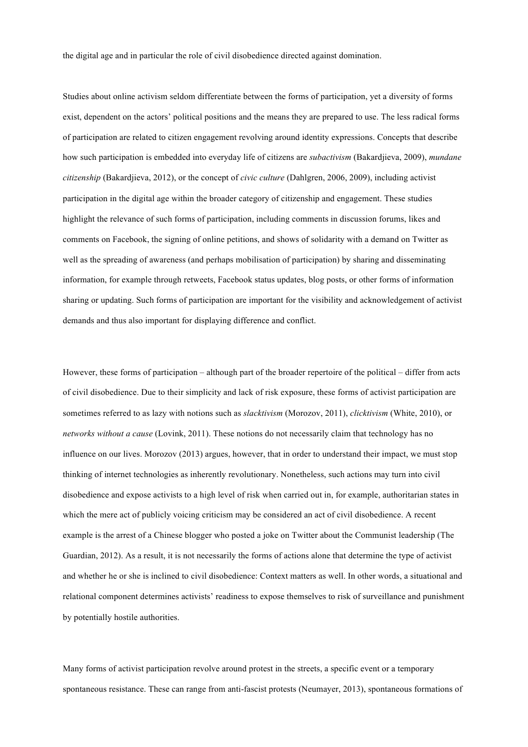the digital age and in particular the role of civil disobedience directed against domination.

Studies about online activism seldom differentiate between the forms of participation, yet a diversity of forms exist, dependent on the actors' political positions and the means they are prepared to use. The less radical forms of participation are related to citizen engagement revolving around identity expressions. Concepts that describe how such participation is embedded into everyday life of citizens are *subactivism* (Bakardjieva, 2009), *mundane citizenship* (Bakardjieva, 2012), or the concept of *civic culture* (Dahlgren, 2006, 2009), including activist participation in the digital age within the broader category of citizenship and engagement. These studies highlight the relevance of such forms of participation, including comments in discussion forums, likes and comments on Facebook, the signing of online petitions, and shows of solidarity with a demand on Twitter as well as the spreading of awareness (and perhaps mobilisation of participation) by sharing and disseminating information, for example through retweets, Facebook status updates, blog posts, or other forms of information sharing or updating. Such forms of participation are important for the visibility and acknowledgement of activist demands and thus also important for displaying difference and conflict.

However, these forms of participation – although part of the broader repertoire of the political – differ from acts of civil disobedience. Due to their simplicity and lack of risk exposure, these forms of activist participation are sometimes referred to as lazy with notions such as *slacktivism* (Morozov, 2011), *clicktivism* (White, 2010), or *networks without a cause* (Lovink, 2011). These notions do not necessarily claim that technology has no influence on our lives. Morozov (2013) argues, however, that in order to understand their impact, we must stop thinking of internet technologies as inherently revolutionary. Nonetheless, such actions may turn into civil disobedience and expose activists to a high level of risk when carried out in, for example, authoritarian states in which the mere act of publicly voicing criticism may be considered an act of civil disobedience. A recent example is the arrest of a Chinese blogger who posted a joke on Twitter about the Communist leadership (The Guardian, 2012). As a result, it is not necessarily the forms of actions alone that determine the type of activist and whether he or she is inclined to civil disobedience: Context matters as well. In other words, a situational and relational component determines activists' readiness to expose themselves to risk of surveillance and punishment by potentially hostile authorities.

Many forms of activist participation revolve around protest in the streets, a specific event or a temporary spontaneous resistance. These can range from anti-fascist protests (Neumayer, 2013), spontaneous formations of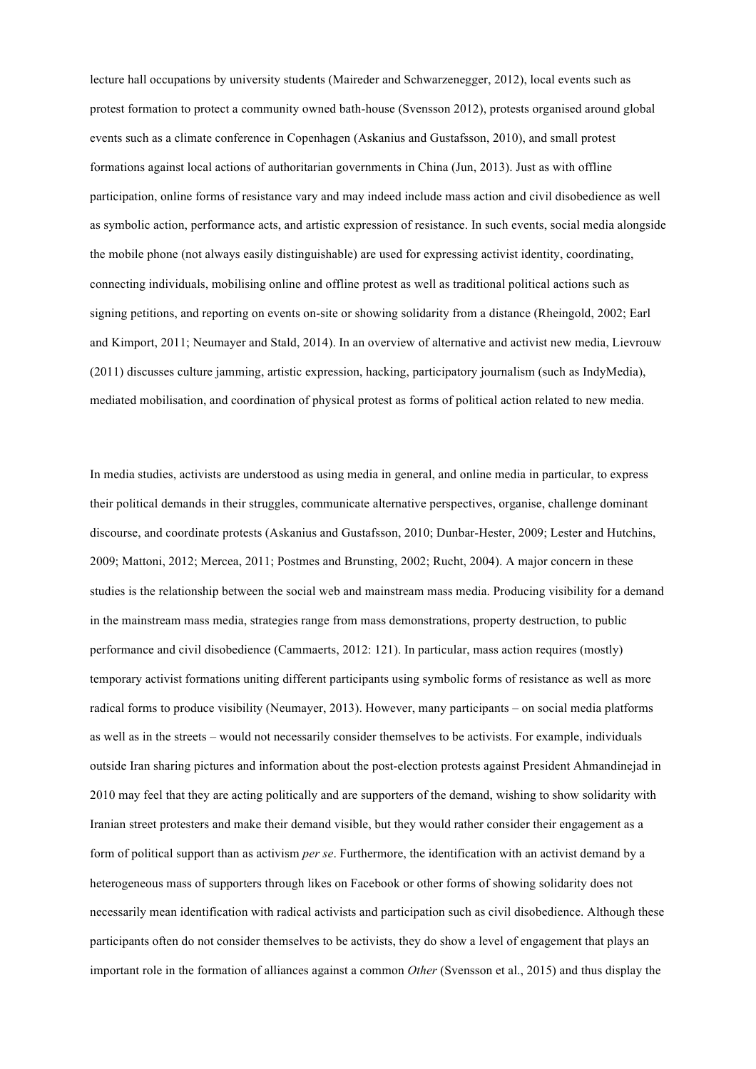lecture hall occupations by university students (Maireder and Schwarzenegger, 2012), local events such as protest formation to protect a community owned bath-house (Svensson 2012), protests organised around global events such as a climate conference in Copenhagen (Askanius and Gustafsson, 2010), and small protest formations against local actions of authoritarian governments in China (Jun, 2013). Just as with offline participation, online forms of resistance vary and may indeed include mass action and civil disobedience as well as symbolic action, performance acts, and artistic expression of resistance. In such events, social media alongside the mobile phone (not always easily distinguishable) are used for expressing activist identity, coordinating, connecting individuals, mobilising online and offline protest as well as traditional political actions such as signing petitions, and reporting on events on-site or showing solidarity from a distance (Rheingold, 2002; Earl and Kimport, 2011; Neumayer and Stald, 2014). In an overview of alternative and activist new media, Lievrouw (2011) discusses culture jamming, artistic expression, hacking, participatory journalism (such as IndyMedia), mediated mobilisation, and coordination of physical protest as forms of political action related to new media.

In media studies, activists are understood as using media in general, and online media in particular, to express their political demands in their struggles, communicate alternative perspectives, organise, challenge dominant discourse, and coordinate protests (Askanius and Gustafsson, 2010; Dunbar-Hester, 2009; Lester and Hutchins, 2009; Mattoni, 2012; Mercea, 2011; Postmes and Brunsting, 2002; Rucht, 2004). A major concern in these studies is the relationship between the social web and mainstream mass media. Producing visibility for a demand in the mainstream mass media, strategies range from mass demonstrations, property destruction, to public performance and civil disobedience (Cammaerts, 2012: 121). In particular, mass action requires (mostly) temporary activist formations uniting different participants using symbolic forms of resistance as well as more radical forms to produce visibility (Neumayer, 2013). However, many participants – on social media platforms as well as in the streets – would not necessarily consider themselves to be activists. For example, individuals outside Iran sharing pictures and information about the post-election protests against President Ahmandinejad in 2010 may feel that they are acting politically and are supporters of the demand, wishing to show solidarity with Iranian street protesters and make their demand visible, but they would rather consider their engagement as a form of political support than as activism *per se*. Furthermore, the identification with an activist demand by a heterogeneous mass of supporters through likes on Facebook or other forms of showing solidarity does not necessarily mean identification with radical activists and participation such as civil disobedience. Although these participants often do not consider themselves to be activists, they do show a level of engagement that plays an important role in the formation of alliances against a common *Other* (Svensson et al., 2015) and thus display the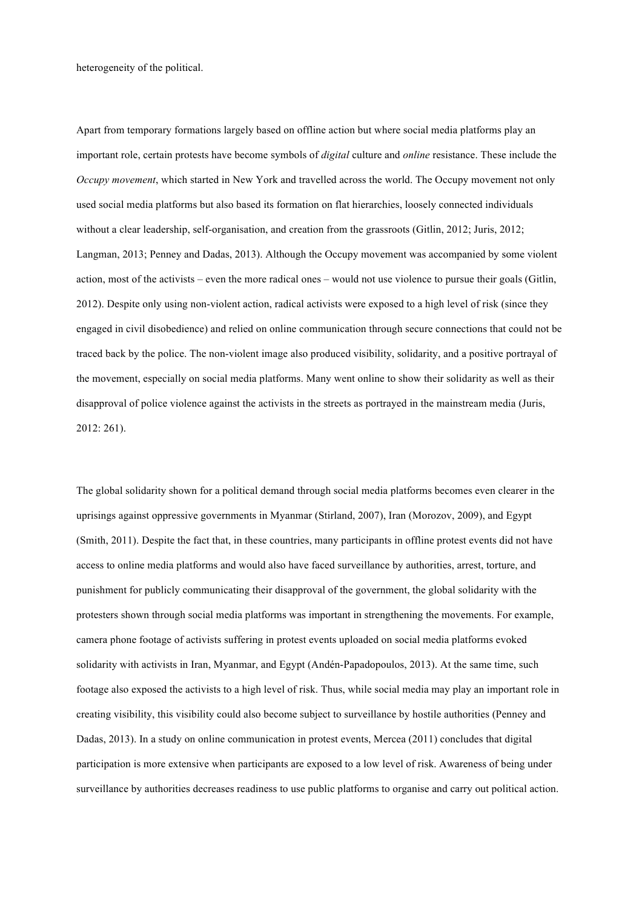heterogeneity of the political.

Apart from temporary formations largely based on offline action but where social media platforms play an important role, certain protests have become symbols of *digital* culture and *online* resistance. These include the *Occupy movement*, which started in New York and travelled across the world. The Occupy movement not only used social media platforms but also based its formation on flat hierarchies, loosely connected individuals without a clear leadership, self-organisation, and creation from the grassroots (Gitlin, 2012; Juris, 2012; Langman, 2013; Penney and Dadas, 2013). Although the Occupy movement was accompanied by some violent action, most of the activists – even the more radical ones – would not use violence to pursue their goals (Gitlin, 2012). Despite only using non-violent action, radical activists were exposed to a high level of risk (since they engaged in civil disobedience) and relied on online communication through secure connections that could not be traced back by the police. The non-violent image also produced visibility, solidarity, and a positive portrayal of the movement, especially on social media platforms. Many went online to show their solidarity as well as their disapproval of police violence against the activists in the streets as portrayed in the mainstream media (Juris, 2012: 261).

The global solidarity shown for a political demand through social media platforms becomes even clearer in the uprisings against oppressive governments in Myanmar (Stirland, 2007), Iran (Morozov, 2009), and Egypt (Smith, 2011). Despite the fact that, in these countries, many participants in offline protest events did not have access to online media platforms and would also have faced surveillance by authorities, arrest, torture, and punishment for publicly communicating their disapproval of the government, the global solidarity with the protesters shown through social media platforms was important in strengthening the movements. For example, camera phone footage of activists suffering in protest events uploaded on social media platforms evoked solidarity with activists in Iran, Myanmar, and Egypt (Andén-Papadopoulos, 2013). At the same time, such footage also exposed the activists to a high level of risk. Thus, while social media may play an important role in creating visibility, this visibility could also become subject to surveillance by hostile authorities (Penney and Dadas, 2013). In a study on online communication in protest events, Mercea (2011) concludes that digital participation is more extensive when participants are exposed to a low level of risk. Awareness of being under surveillance by authorities decreases readiness to use public platforms to organise and carry out political action.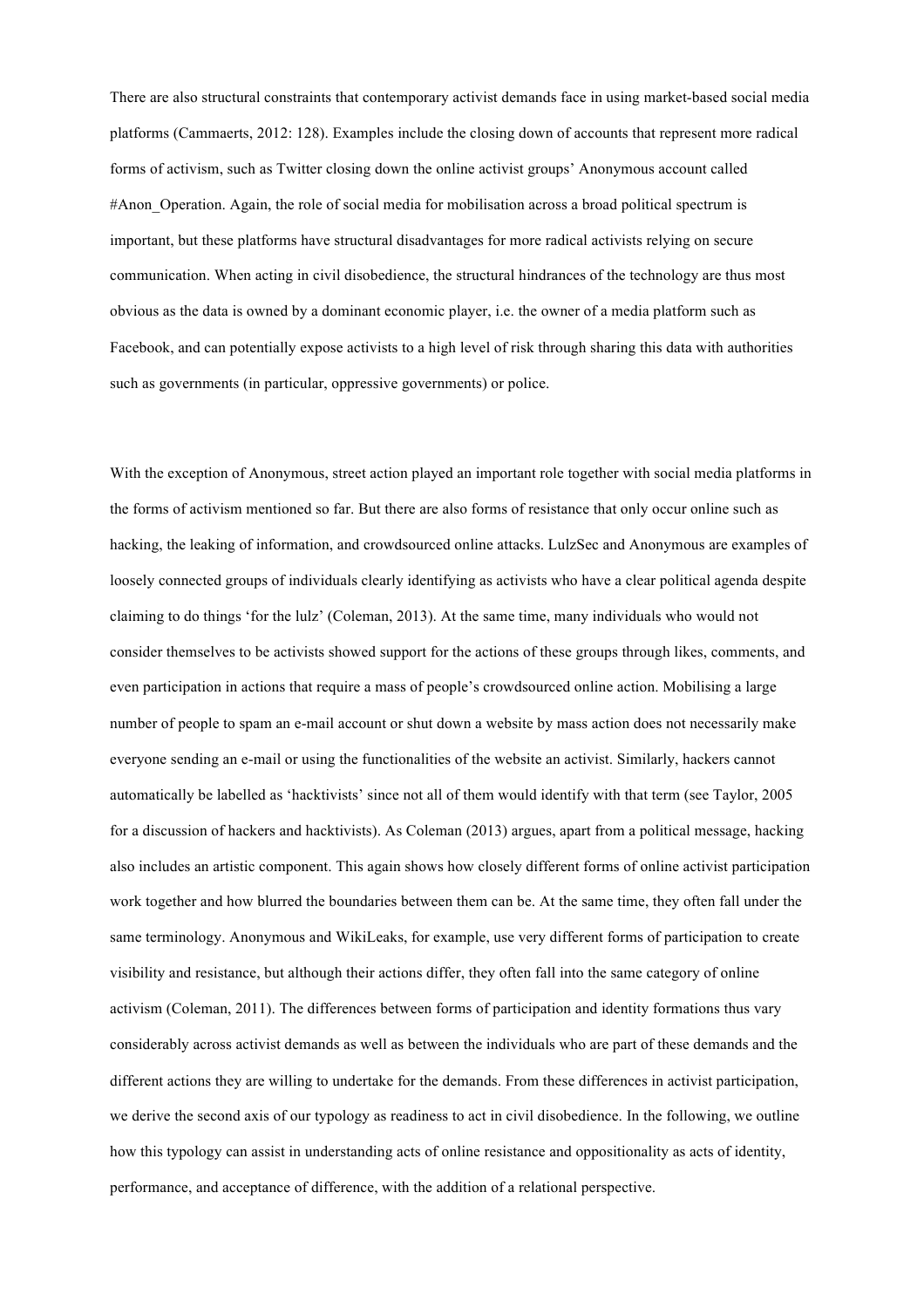There are also structural constraints that contemporary activist demands face in using market-based social media platforms (Cammaerts, 2012: 128). Examples include the closing down of accounts that represent more radical forms of activism, such as Twitter closing down the online activist groups' Anonymous account called #Anon_Operation. Again, the role of social media for mobilisation across a broad political spectrum is important, but these platforms have structural disadvantages for more radical activists relying on secure communication. When acting in civil disobedience, the structural hindrances of the technology are thus most obvious as the data is owned by a dominant economic player, i.e. the owner of a media platform such as Facebook, and can potentially expose activists to a high level of risk through sharing this data with authorities such as governments (in particular, oppressive governments) or police.

With the exception of Anonymous, street action played an important role together with social media platforms in the forms of activism mentioned so far. But there are also forms of resistance that only occur online such as hacking, the leaking of information, and crowdsourced online attacks. LulzSec and Anonymous are examples of loosely connected groups of individuals clearly identifying as activists who have a clear political agenda despite claiming to do things 'for the lulz' (Coleman, 2013). At the same time, many individuals who would not consider themselves to be activists showed support for the actions of these groups through likes, comments, and even participation in actions that require a mass of people's crowdsourced online action. Mobilising a large number of people to spam an e-mail account or shut down a website by mass action does not necessarily make everyone sending an e-mail or using the functionalities of the website an activist. Similarly, hackers cannot automatically be labelled as 'hacktivists' since not all of them would identify with that term (see Taylor, 2005 for a discussion of hackers and hacktivists). As Coleman (2013) argues, apart from a political message, hacking also includes an artistic component. This again shows how closely different forms of online activist participation work together and how blurred the boundaries between them can be. At the same time, they often fall under the same terminology. Anonymous and WikiLeaks, for example, use very different forms of participation to create visibility and resistance, but although their actions differ, they often fall into the same category of online activism (Coleman, 2011). The differences between forms of participation and identity formations thus vary considerably across activist demands as well as between the individuals who are part of these demands and the different actions they are willing to undertake for the demands. From these differences in activist participation, we derive the second axis of our typology as readiness to act in civil disobedience. In the following, we outline how this typology can assist in understanding acts of online resistance and oppositionality as acts of identity, performance, and acceptance of difference, with the addition of a relational perspective.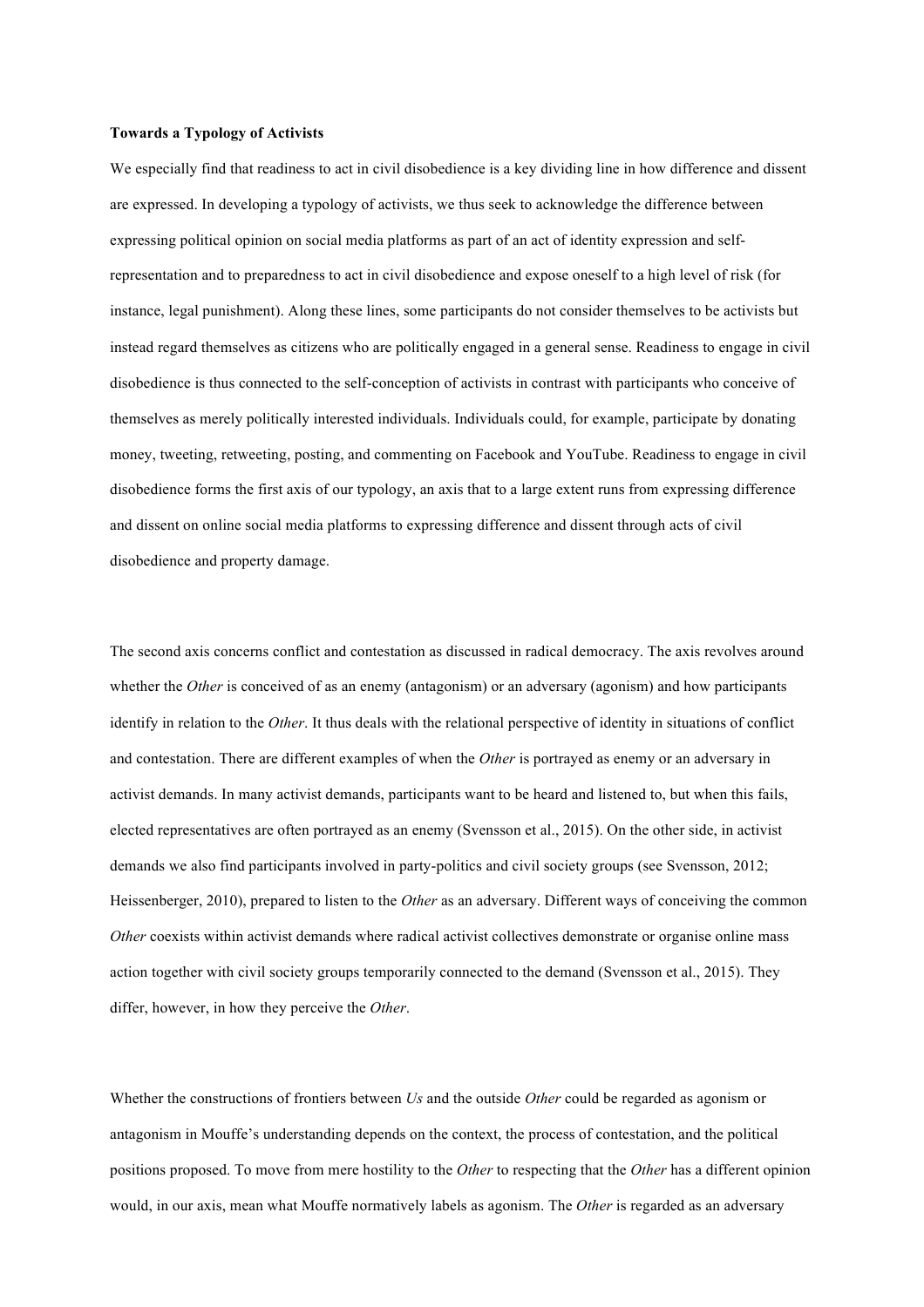**Towards a Typology of Activists**

We especially find that readiness to act in civil disobedience is a key dividing line in how difference and dissent are expressed. In developing a typology of activists, we thus seek to acknowledge the difference between expressing political opinion on social media platforms as part of an act of identity expression and self-representation and to preparedness to act in civil disobedience and expose oneself to a high level of risk (for instance, legal punishment). Along these lines, some participants do not consider themselves to be activists but instead regard themselves as citizens who are politically engaged in a general sense. Readiness to engage in civil disobedience is thus connected to the self-conception of activists in contrast with participants who conceive of themselves as merely politically interested individuals. Individuals could, for example, participate by donating money, tweeting, retweeting, posting, and commenting on Facebook and YouTube. Readiness to engage in civil disobedience forms the first axis of our typology, an axis that to a large extent runs from expressing difference and dissent on online social media platforms to expressing difference and dissent through acts of civil disobedience and property damage.

The second axis concerns conflict and contestation as discussed in radical democracy. The axis revolves around whether the *Other* is conceived of as an enemy (antagonism) or an adversary (agonism) and how participants identify in relation to the *Other*. It thus deals with the relational perspective of identity in situations of conflict and contestation. There are different examples of when the *Other* is portrayed as enemy or an adversary in activist demands. In many activist demands, participants want to be heard and listened to, but when this fails, elected representatives are often portrayed as an enemy (Svensson et al., 2015). On the other side, in activist demands we also find participants involved in party-politics and civil society groups (see Svensson, 2012; Heissenberger, 2010), prepared to listen to the *Other* as an adversary. Different ways of conceiving the common *Other* coexists within activist demands where radical activist collectives demonstrate or organise online mass action together with civil society groups temporarily connected to the demand (Svensson et al., 2015). They differ, however, in how they perceive the *Other*.

Whether the constructions of frontiers between *Us* and the outside *Other* could be regarded as agonism or antagonism in Mouffe's understanding depends on the context, the process of contestation, and the political positions proposed. To move from mere hostility to the *Other* to respecting that the *Other* has a different opinion would, in our axis, mean what Mouffe normatively labels as agonism. The *Other* is regarded as an adversary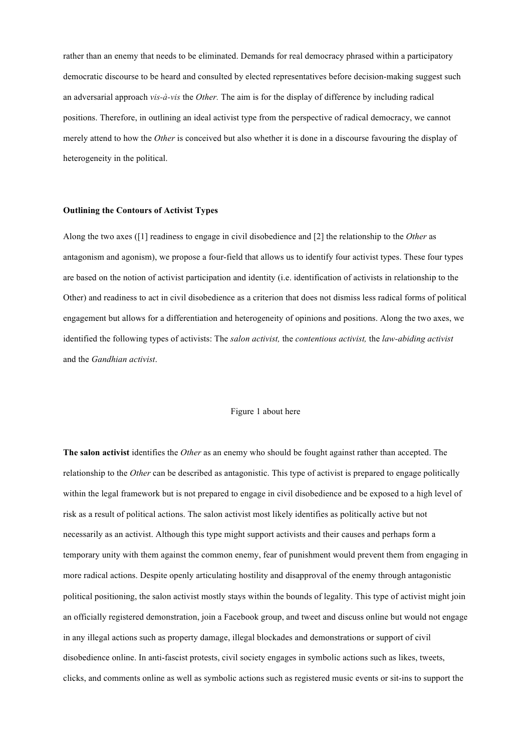rather than an enemy that needs to be eliminated. Demands for real democracy phrased within a participatory democratic discourse to be heard and consulted by elected representatives before decision-making suggest such an adversarial approach *vis-à-vis* the *Other.* The aim is for the display of difference by including radical positions. Therefore, in outlining an ideal activist type from the perspective of radical democracy, we cannot merely attend to how the *Other* is conceived but also whether it is done in a discourse favouring the display of heterogeneity in the political.

**Outlining the Contours of Activist Types**

Along the two axes ([1] readiness to engage in civil disobedience and [2] the relationship to the *Other* as antagonism and agonism), we propose a four-field that allows us to identify four activist types. These four types are based on the notion of activist participation and identity (i.e. identification of activists in relationship to the Other) and readiness to act in civil disobedience as a criterion that does not dismiss less radical forms of political engagement but allows for a differentiation and heterogeneity of opinions and positions. Along the two axes, we identified the following types of activists: The *salon activist,* the *contentious activist,* the *law-abiding activist* and the *Gandhian activist*.

Figure 1 about here

**The salon activist** identifies the *Other* as an enemy who should be fought against rather than accepted. The relationship to the *Other* can be described as antagonistic. This type of activist is prepared to engage politically within the legal framework but is not prepared to engage in civil disobedience and be exposed to a high level of risk as a result of political actions. The salon activist most likely identifies as politically active but not necessarily as an activist. Although this type might support activists and their causes and perhaps form a temporary unity with them against the common enemy, fear of punishment would prevent them from engaging in more radical actions. Despite openly articulating hostility and disapproval of the enemy through antagonistic political positioning, the salon activist mostly stays within the bounds of legality. This type of activist might join an officially registered demonstration, join a Facebook group, and tweet and discuss online but would not engage in any illegal actions such as property damage, illegal blockades and demonstrations or support of civil disobedience online. In anti-fascist protests, civil society engages in symbolic actions such as likes, tweets, clicks, and comments online as well as symbolic actions such as registered music events or sit-ins to support the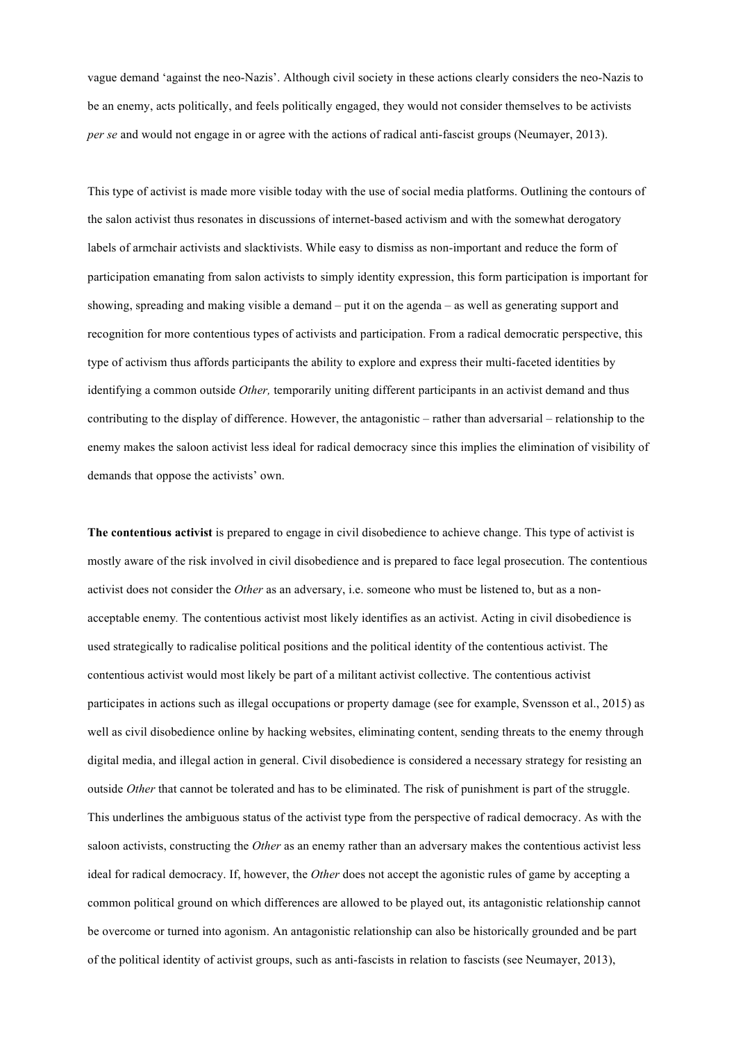vague demand 'against the neo-Nazis'. Although civil society in these actions clearly considers the neo-Nazis to be an enemy, acts politically, and feels politically engaged, they would not consider themselves to be activists *per se* and would not engage in or agree with the actions of radical anti-fascist groups (Neumayer, 2013).

This type of activist is made more visible today with the use of social media platforms. Outlining the contours of the salon activist thus resonates in discussions of internet-based activism and with the somewhat derogatory labels of armchair activists and slacktivists. While easy to dismiss as non-important and reduce the form of participation emanating from salon activists to simply identity expression, this form participation is important for showing, spreading and making visible a demand – put it on the agenda – as well as generating support and recognition for more contentious types of activists and participation. From a radical democratic perspective, this type of activism thus affords participants the ability to explore and express their multi-faceted identities by identifying a common outside *Other,* temporarily uniting different participants in an activist demand and thus contributing to the display of difference. However, the antagonistic – rather than adversarial – relationship to the enemy makes the saloon activist less ideal for radical democracy since this implies the elimination of visibility of demands that oppose the activists' own.

**The contentious activist** is prepared to engage in civil disobedience to achieve change. This type of activist is mostly aware of the risk involved in civil disobedience and is prepared to face legal prosecution. The contentious activist does not consider the *Other* as an adversary, i.e. someone who must be listened to, but as a non-acceptable enemy. The contentious activist most likely identifies as an activist. Acting in civil disobedience is used strategically to radicalise political positions and the political identity of the contentious activist. The contentious activist would most likely be part of a militant activist collective. The contentious activist participates in actions such as illegal occupations or property damage (see for example, Svensson et al., 2015) as well as civil disobedience online by hacking websites, eliminating content, sending threats to the enemy through digital media, and illegal action in general. Civil disobedience is considered a necessary strategy for resisting an outside *Other* that cannot be tolerated and has to be eliminated. The risk of punishment is part of the struggle. This underlines the ambiguous status of the activist type from the perspective of radical democracy. As with the saloon activists, constructing the *Other* as an enemy rather than an adversary makes the contentious activist less ideal for radical democracy. If, however, the *Other* does not accept the agonistic rules of game by accepting a common political ground on which differences are allowed to be played out, its antagonistic relationship cannot be overcome or turned into agonism. An antagonistic relationship can also be historically grounded and be part of the political identity of activist groups, such as anti-fascists in relation to fascists (see Neumayer, 2013),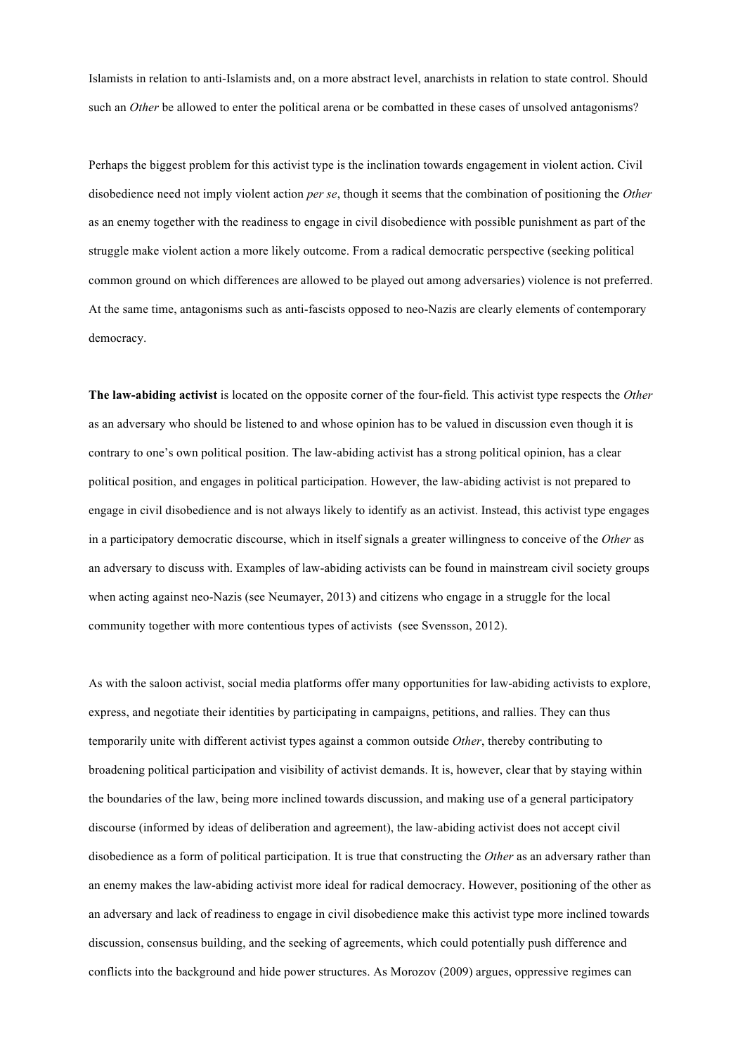Islamists in relation to anti-Islamists and, on a more abstract level, anarchists in relation to state control. Should such an *Other* be allowed to enter the political arena or be combatted in these cases of unsolved antagonisms?

Perhaps the biggest problem for this activist type is the inclination towards engagement in violent action. Civil disobedience need not imply violent action *per se*, though it seems that the combination of positioning the *Other* as an enemy together with the readiness to engage in civil disobedience with possible punishment as part of the struggle make violent action a more likely outcome. From a radical democratic perspective (seeking political common ground on which differences are allowed to be played out among adversaries) violence is not preferred. At the same time, antagonisms such as anti-fascists opposed to neo-Nazis are clearly elements of contemporary democracy.

**The law-abiding activist** is located on the opposite corner of the four-field. This activist type respects the *Other* as an adversary who should be listened to and whose opinion has to be valued in discussion even though it is contrary to one's own political position. The law-abiding activist has a strong political opinion, has a clear political position, and engages in political participation. However, the law-abiding activist is not prepared to engage in civil disobedience and is not always likely to identify as an activist. Instead, this activist type engages in a participatory democratic discourse, which in itself signals a greater willingness to conceive of the *Other* as an adversary to discuss with. Examples of law-abiding activists can be found in mainstream civil society groups when acting against neo-Nazis (see Neumayer, 2013) and citizens who engage in a struggle for the local community together with more contentious types of activists (see Svensson, 2012).

As with the saloon activist, social media platforms offer many opportunities for law-abiding activists to explore, express, and negotiate their identities by participating in campaigns, petitions, and rallies. They can thus temporarily unite with different activist types against a common outside *Other*, thereby contributing to broadening political participation and visibility of activist demands. It is, however, clear that by staying within the boundaries of the law, being more inclined towards discussion, and making use of a general participatory discourse (informed by ideas of deliberation and agreement), the law-abiding activist does not accept civil disobedience as a form of political participation. It is true that constructing the *Other* as an adversary rather than an enemy makes the law-abiding activist more ideal for radical democracy. However, positioning of the other as an adversary and lack of readiness to engage in civil disobedience make this activist type more inclined towards discussion, consensus building, and the seeking of agreements, which could potentially push difference and conflicts into the background and hide power structures. As Morozov (2009) argues, oppressive regimes can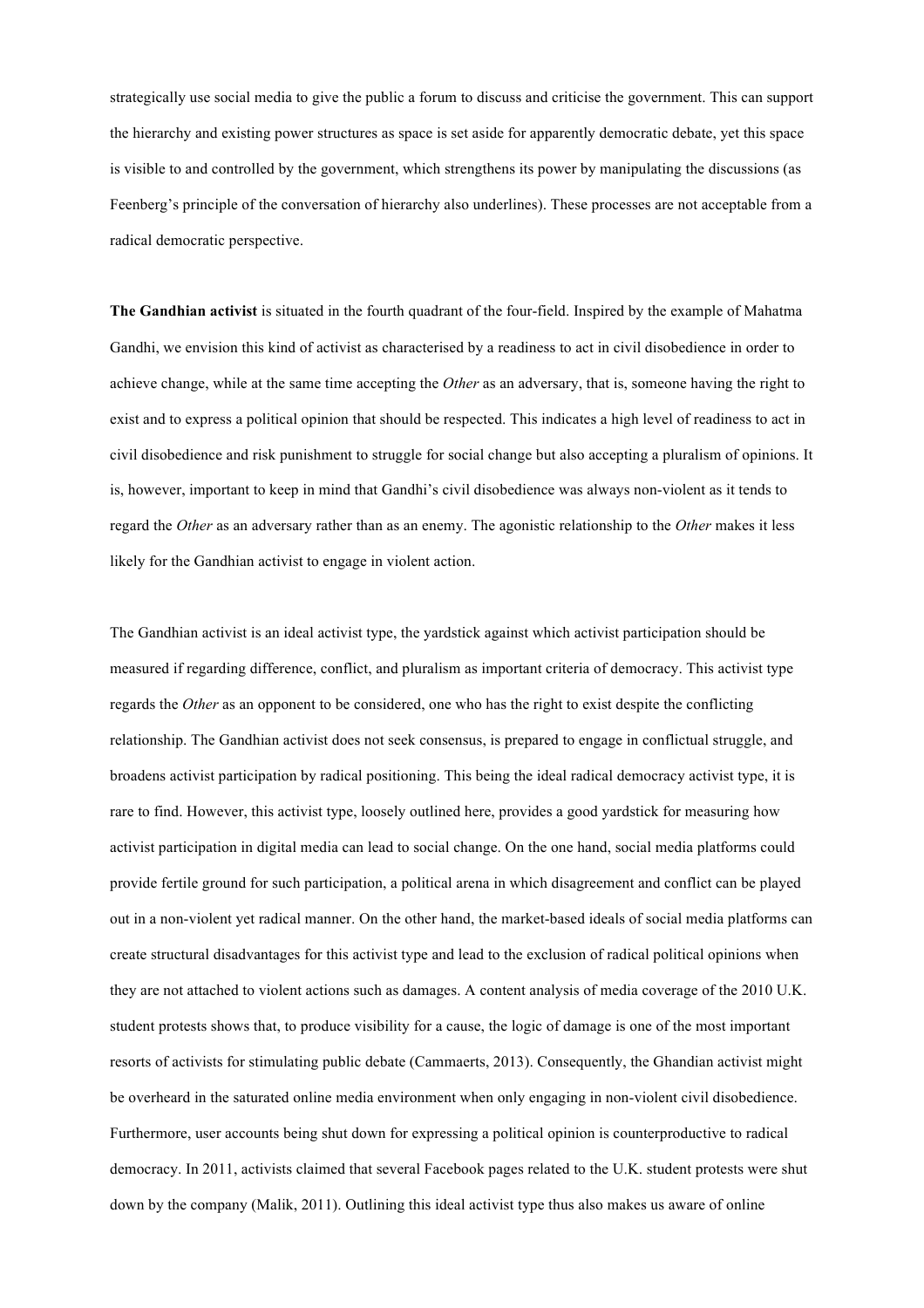strategically use social media to give the public a forum to discuss and criticise the government. This can support the hierarchy and existing power structures as space is set aside for apparently democratic debate, yet this space is visible to and controlled by the government, which strengthens its power by manipulating the discussions (as Feenberg's principle of the conversation of hierarchy also underlines). These processes are not acceptable from a radical democratic perspective.

**The Gandhian activist** is situated in the fourth quadrant of the four-field. Inspired by the example of Mahatma Gandhi, we envision this kind of activist as characterised by a readiness to act in civil disobedience in order to achieve change, while at the same time accepting the *Other* as an adversary, that is, someone having the right to exist and to express a political opinion that should be respected. This indicates a high level of readiness to act in civil disobedience and risk punishment to struggle for social change but also accepting a pluralism of opinions. It is, however, important to keep in mind that Gandhi's civil disobedience was always non-violent as it tends to regard the *Other* as an adversary rather than as an enemy. The agonistic relationship to the *Other* makes it less likely for the Gandhian activist to engage in violent action.

The Gandhian activist is an ideal activist type, the yardstick against which activist participation should be measured if regarding difference, conflict, and pluralism as important criteria of democracy. This activist type regards the *Other* as an opponent to be considered, one who has the right to exist despite the conflicting relationship. The Gandhian activist does not seek consensus, is prepared to engage in conflictual struggle, and broadens activist participation by radical positioning. This being the ideal radical democracy activist type, it is rare to find. However, this activist type, loosely outlined here, provides a good yardstick for measuring how activist participation in digital media can lead to social change. On the one hand, social media platforms could provide fertile ground for such participation, a political arena in which disagreement and conflict can be played out in a non-violent yet radical manner. On the other hand, the market-based ideals of social media platforms can create structural disadvantages for this activist type and lead to the exclusion of radical political opinions when they are not attached to violent actions such as damages. A content analysis of media coverage of the 2010 U.K. student protests shows that, to produce visibility for a cause, the logic of damage is one of the most important resorts of activists for stimulating public debate (Cammaerts, 2013). Consequently, the Ghandian activist might be overheard in the saturated online media environment when only engaging in non-violent civil disobedience. Furthermore, user accounts being shut down for expressing a political opinion is counterproductive to radical democracy. In 2011, activists claimed that several Facebook pages related to the U.K. student protests were shut down by the company (Malik, 2011). Outlining this ideal activist type thus also makes us aware of online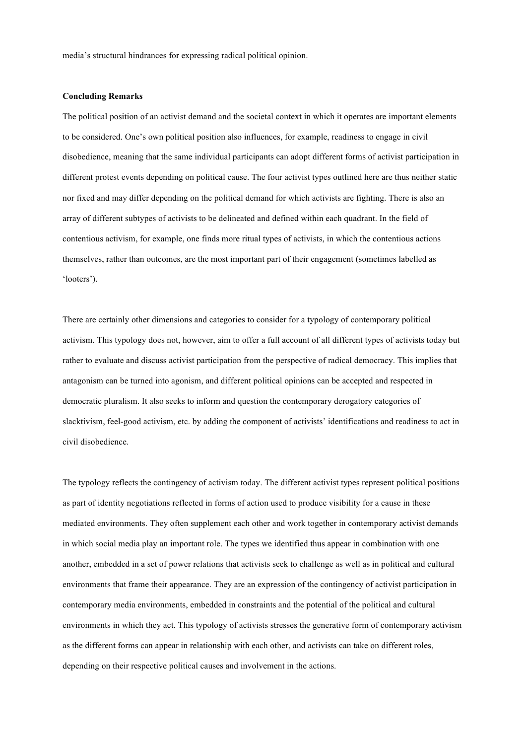media's structural hindrances for expressing radical political opinion.

**Concluding Remarks**

The political position of an activist demand and the societal context in which it operates are important elements to be considered. One's own political position also influences, for example, readiness to engage in civil disobedience, meaning that the same individual participants can adopt different forms of activist participation in different protest events depending on political cause. The four activist types outlined here are thus neither static nor fixed and may differ depending on the political demand for which activists are fighting. There is also an array of different subtypes of activists to be delineated and defined within each quadrant. In the field of contentious activism, for example, one finds more ritual types of activists, in which the contentious actions themselves, rather than outcomes, are the most important part of their engagement (sometimes labelled as 'looters').

There are certainly other dimensions and categories to consider for a typology of contemporary political activism. This typology does not, however, aim to offer a full account of all different types of activists today but rather to evaluate and discuss activist participation from the perspective of radical democracy. This implies that antagonism can be turned into agonism, and different political opinions can be accepted and respected in democratic pluralism. It also seeks to inform and question the contemporary derogatory categories of slacktivism, feel-good activism, etc. by adding the component of activists' identifications and readiness to act in civil disobedience.

The typology reflects the contingency of activism today. The different activist types represent political positions as part of identity negotiations reflected in forms of action used to produce visibility for a cause in these mediated environments. They often supplement each other and work together in contemporary activist demands in which social media play an important role. The types we identified thus appear in combination with one another, embedded in a set of power relations that activists seek to challenge as well as in political and cultural environments that frame their appearance. They are an expression of the contingency of activist participation in contemporary media environments, embedded in constraints and the potential of the political and cultural environments in which they act. This typology of activists stresses the generative form of contemporary activism as the different forms can appear in relationship with each other, and activists can take on different roles, depending on their respective political causes and involvement in the actions.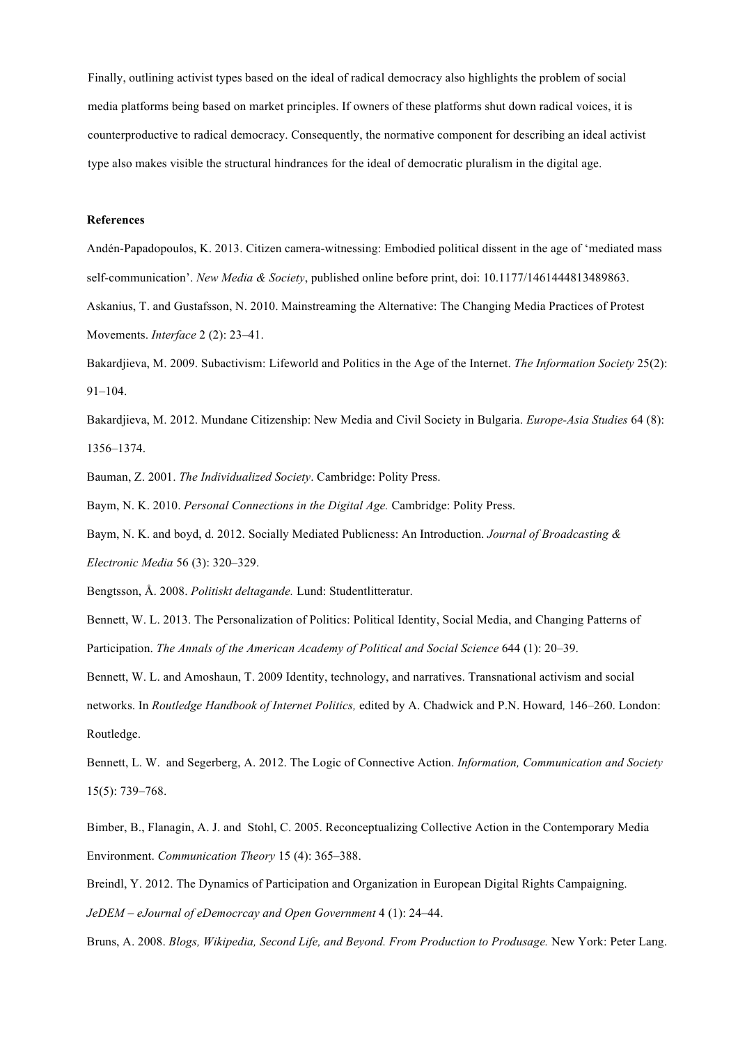Finally, outlining activist types based on the ideal of radical democracy also highlights the problem of social media platforms being based on market principles. If owners of these platforms shut down radical voices, it is counterproductive to radical democracy. Consequently, the normative component for describing an ideal activist type also makes visible the structural hindrances for the ideal of democratic pluralism in the digital age.

**References**

Andén-Papadopoulos, K. 2013. Citizen camera-witnessing: Embodied political dissent in the age of 'mediated mass self-communication'. *New Media & Society*, published online before print, doi: 10.1177/1461444813489863.

Askanius, T. and Gustafsson, N. 2010. Mainstreaming the Alternative: The Changing Media Practices of Protest Movements. *Interface* 2 (2): 23–41.

Bakardjieva, M. 2009. Subactivism: Lifeworld and Politics in the Age of the Internet. *The Information Society* 25(2): 91–104.

Bakardjieva, M. 2012. Mundane Citizenship: New Media and Civil Society in Bulgaria. *Europe-Asia Studies* 64 (8): 1356–1374.

Bauman, Z. 2001. *The Individualized Society*. Cambridge: Polity Press.

Baym, N. K. 2010. *Personal Connections in the Digital Age.* Cambridge: Polity Press.

Baym, N. K. and boyd, d. 2012. Socially Mediated Publicness: An Introduction. *Journal of Broadcasting & Electronic Media* 56 (3): 320–329.

Bengtsson, Å. 2008. *Politiskt deltagande.* Lund: Studentlitteratur.

Bennett, W. L. 2013. The Personalization of Politics: Political Identity, Social Media, and Changing Patterns of Participation. *The Annals of the American Academy of Political and Social Science* 644 (1): 20–39.

Bennett, W. L. and Amoshaun, T. 2009 Identity, technology, and narratives. Transnational activism and social networks. In *Routledge Handbook of Internet Politics,* edited by A. Chadwick and P.N. Howard*,* 146–260. London: Routledge.

Bennett, L. W. and Segerberg, A. 2012. The Logic of Connective Action. *Information, Communication and Society* 15(5): 739–768.

Bimber, B., Flanagin, A. J. and Stohl, C. 2005. Reconceptualizing Collective Action in the Contemporary Media Environment. *Communication Theory* 15 (4): 365–388.

Breindl, Y. 2012. The Dynamics of Participation and Organization in European Digital Rights Campaigning. *JeDEM – eJournal of eDemocrcay and Open Government* 4 (1): 24–44.

Bruns, A. 2008. *Blogs, Wikipedia, Second Life, and Beyond. From Production to Produsage.* New York: Peter Lang.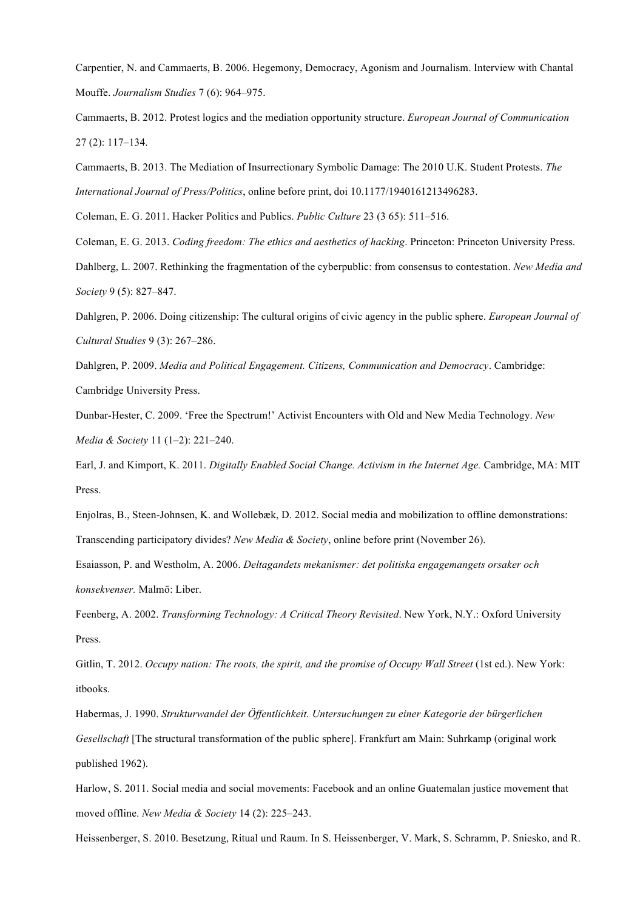Carpentier, N. and Cammaerts, B. 2006. Hegemony, Democracy, Agonism and Journalism. Interview with Chantal Mouffe. *Journalism Studies* 7 (6): 964–975.

Cammaerts, B. 2012. Protest logics and the mediation opportunity structure. *European Journal of Communication* 27 (2): 117–134.

Cammaerts, B. 2013. The Mediation of Insurrectionary Symbolic Damage: The 2010 U.K. Student Protests. *The International Journal of Press/Politics*, online before print, doi 10.1177/1940161213496283.

Coleman, E. G. 2011. Hacker Politics and Publics. *Public Culture* 23 (3 65): 511–516.

Coleman, E. G. 2013. *Coding freedom: The ethics and aesthetics of hacking*. Princeton: Princeton University Press.

Dahlberg, L. 2007. Rethinking the fragmentation of the cyberpublic: from consensus to contestation. *New Media and Society* 9 (5): 827–847.

Dahlgren, P. 2006. Doing citizenship: The cultural origins of civic agency in the public sphere. *European Journal of Cultural Studies* 9 (3): 267–286.

Dahlgren, P. 2009. *Media and Political Engagement. Citizens, Communication and Democracy*. Cambridge: Cambridge University Press.

Dunbar-Hester, C. 2009. 'Free the Spectrum!' Activist Encounters with Old and New Media Technology. *New Media & Society* 11 (1–2): 221–240.

Earl, J. and Kimport, K. 2011. *Digitally Enabled Social Change. Activism in the Internet Age.* Cambridge, MA: MIT Press.

Enjolras, B., Steen-Johnsen, K. and Wollebæk, D. 2012. Social media and mobilization to offline demonstrations: Transcending participatory divides? *New Media & Society*, online before print (November 26).

Esaiasson, P. and Westholm, A. 2006. *Deltagandets mekanismer: det politiska engagemangets orsaker och konsekvenser.* Malmö: Liber.

Feenberg, A. 2002. *Transforming Technology: A Critical Theory Revisited*. New York, N.Y.: Oxford University Press.

Gitlin, T. 2012. *Occupy nation: The roots, the spirit, and the promise of Occupy Wall Street* (1st ed.). New York: itbooks.

Habermas, J. 1990. *Strukturwandel der Öffentlichkeit. Untersuchungen zu einer Kategorie der bürgerlichen Gesellschaft* [The structural transformation of the public sphere]. Frankfurt am Main: Suhrkamp (original work published 1962).

Harlow, S. 2011. Social media and social movements: Facebook and an online Guatemalan justice movement that moved offline. *New Media & Society* 14 (2): 225–243.

Heissenberger, S. 2010. Besetzung, Ritual und Raum. In S. Heissenberger, V. Mark, S. Schramm, P. Sniesko, and R.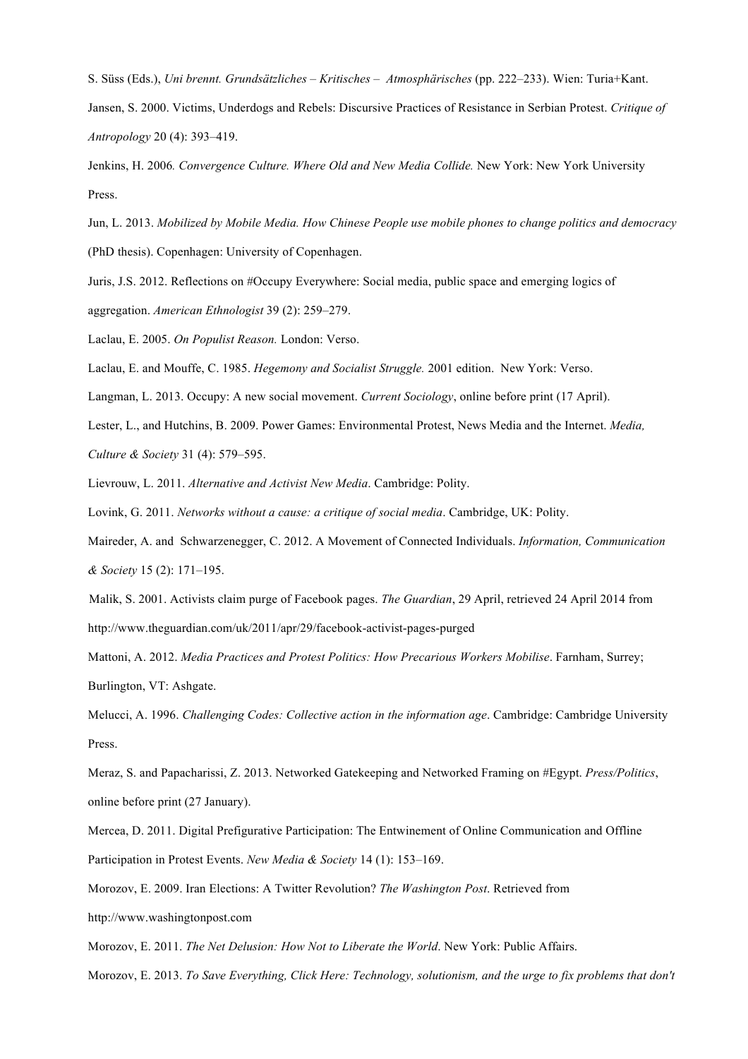S. Süss (Eds.), *Uni brennt. Grundsätzliches – Kritisches – Atmosphärisches* (pp. 222–233). Wien: Turia+Kant.

Jansen, S. 2000. Victims, Underdogs and Rebels: Discursive Practices of Resistance in Serbian Protest. *Critique of Antropology* 20 (4): 393–419.

Jenkins, H. 2006*. Convergence Culture. Where Old and New Media Collide.* New York: New York University Press.

Jun, L. 2013. *Mobilized by Mobile Media. How Chinese People use mobile phones to change politics and democracy* (PhD thesis). Copenhagen: University of Copenhagen.

Juris, J.S. 2012. Reflections on #Occupy Everywhere: Social media, public space and emerging logics of aggregation. *American Ethnologist* 39 (2): 259–279.

Laclau, E. 2005. *On Populist Reason.* London: Verso.

Laclau, E. and Mouffe, C. 1985. *Hegemony and Socialist Struggle.* 2001 edition. New York: Verso.

Langman, L. 2013. Occupy: A new social movement. *Current Sociology*, online before print (17 April).

Lester, L., and Hutchins, B. 2009. Power Games: Environmental Protest, News Media and the Internet. *Media, Culture & Society* 31 (4): 579–595.

Lievrouw, L. 2011. *Alternative and Activist New Media*. Cambridge: Polity.

Lovink, G. 2011. *Networks without a cause: a critique of social media*. Cambridge, UK: Polity.

Maireder, A. and Schwarzenegger, C. 2012. A Movement of Connected Individuals. *Information, Communication & Society* 15 (2): 171–195.

Malik, S. 2001. Activists claim purge of Facebook pages. *The Guardian*, 29 April, retrieved 24 April 2014 from http://www.theguardian.com/uk/2011/apr/29/facebook-activist-pages-purged

Mattoni, A. 2012. *Media Practices and Protest Politics: How Precarious Workers Mobilise*. Farnham, Surrey; Burlington, VT: Ashgate.

Melucci, A. 1996. *Challenging Codes: Collective action in the information age*. Cambridge: Cambridge University Press.

Meraz, S. and Papacharissi, Z. 2013. Networked Gatekeeping and Networked Framing on #Egypt. *Press/Politics*, online before print (27 January).

Mercea, D. 2011. Digital Prefigurative Participation: The Entwinement of Online Communication and Offline Participation in Protest Events. *New Media & Society* 14 (1): 153–169.

Morozov, E. 2009. Iran Elections: A Twitter Revolution? *The Washington Post*. Retrieved from http://www.washingtonpost.com

Morozov, E. 2011. *The Net Delusion: How Not to Liberate the World*. New York: Public Affairs.

Morozov, E. 2013. *To Save Everything, Click Here: Technology, solutionism, and the urge to fix problems that don't*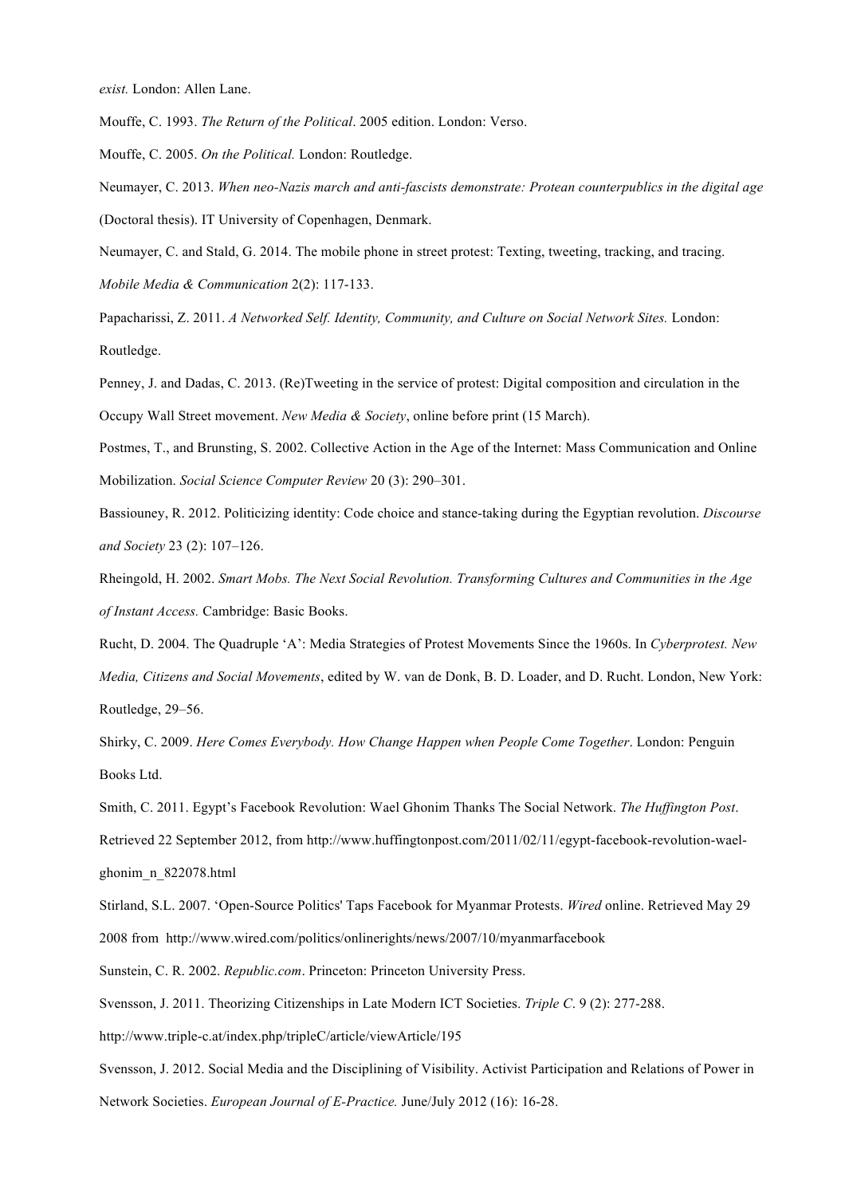*exist.* London: Allen Lane.

Mouffe, C. 1993. *The Return of the Political*. 2005 edition. London: Verso.

Mouffe, C. 2005. *On the Political.* London: Routledge.

Neumayer, C. 2013. *When neo-Nazis march and anti-fascists demonstrate: Protean counterpublics in the digital age* (Doctoral thesis). IT University of Copenhagen, Denmark.

Neumayer, C. and Stald, G. 2014. The mobile phone in street protest: Texting, tweeting, tracking, and tracing. *Mobile Media & Communication* 2(2): 117-133.

Papacharissi, Z. 2011. *A Networked Self. Identity, Community, and Culture on Social Network Sites.* London: Routledge.

Penney, J. and Dadas, C. 2013. (Re)Tweeting in the service of protest: Digital composition and circulation in the Occupy Wall Street movement. *New Media & Society*, online before print (15 March).

Postmes, T., and Brunsting, S. 2002. Collective Action in the Age of the Internet: Mass Communication and Online Mobilization. *Social Science Computer Review* 20 (3): 290–301.

Bassiouney, R. 2012. Politicizing identity: Code choice and stance-taking during the Egyptian revolution. *Discourse and Society* 23 (2): 107–126.

Rheingold, H. 2002. *Smart Mobs. The Next Social Revolution. Transforming Cultures and Communities in the Age of Instant Access.* Cambridge: Basic Books.

Rucht, D. 2004. The Quadruple 'A': Media Strategies of Protest Movements Since the 1960s. In *Cyberprotest. New Media, Citizens and Social Movements*, edited by W. van de Donk, B. D. Loader, and D. Rucht. London, New York: Routledge, 29–56.

Shirky, C. 2009. *Here Comes Everybody. How Change Happen when People Come Together*. London: Penguin Books Ltd.

Smith, C. 2011. Egypt's Facebook Revolution: Wael Ghonim Thanks The Social Network. *The Huffington Post*. Retrieved 22 September 2012, from http://www.huffingtonpost.com/2011/02/11/egypt-facebook-revolution-wael-ghonim_n_822078.html

Stirland, S.L. 2007. 'Open-Source Politics' Taps Facebook for Myanmar Protests. *Wired* online. Retrieved May 29 2008 from http://www.wired.com/politics/onlinerights/news/2007/10/myanmarfacebook

Sunstein, C. R. 2002. *Republic.com*. Princeton: Princeton University Press.

Svensson, J. 2011. Theorizing Citizenships in Late Modern ICT Societies. *Triple C*. 9 (2): 277-288. http://www.triple-c.at/index.php/tripleC/article/viewArticle/195

Svensson, J. 2012. Social Media and the Disciplining of Visibility. Activist Participation and Relations of Power in Network Societies. *European Journal of E-Practice.* June/July 2012 (16): 16-28.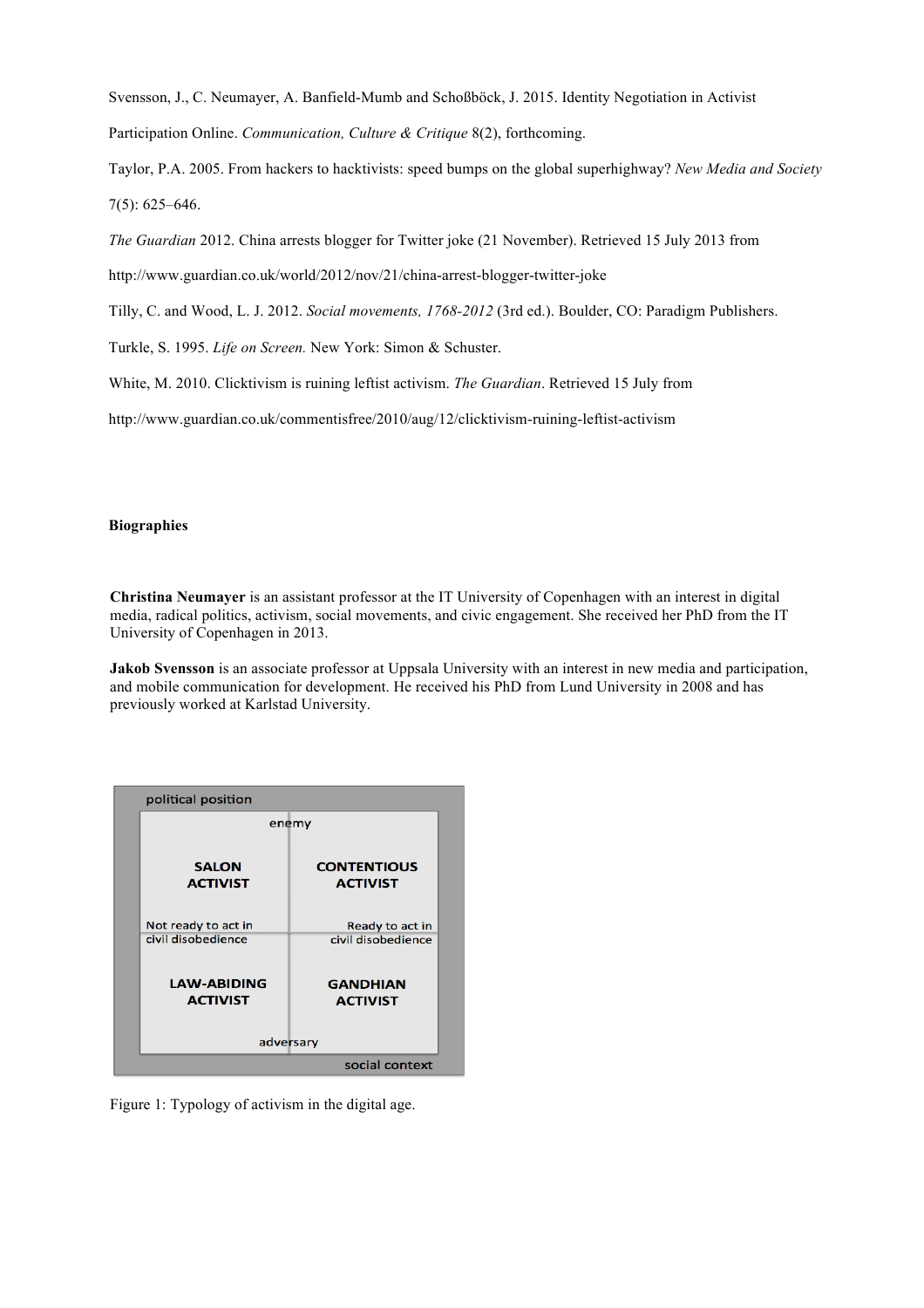Svensson, J., C. Neumayer, A. Banfield-Mumb and Schoßböck, J. 2015. Identity Negotiation in Activist Participation Online. *Communication, Culture & Critique* 8(2), forthcoming.

Taylor, P.A. 2005. From hackers to hacktivists: speed bumps on the global superhighway? *New Media and Society* 7(5): 625–646.

*The Guardian* 2012. China arrests blogger for Twitter joke (21 November). Retrieved 15 July 2013 from http://www.guardian.co.uk/world/2012/nov/21/china-arrest-blogger-twitter-joke

Tilly, C. and Wood, L. J. 2012. *Social movements, 1768-2012* (3rd ed.). Boulder, CO: Paradigm Publishers.

Turkle, S. 1995. *Life on Screen.* New York: Simon & Schuster.

White, M. 2010. Clicktivism is ruining leftist activism. *The Guardian*. Retrieved 15 July from http://www.guardian.co.uk/commentisfree/2010/aug/12/clicktivism-ruining-leftist-activism

**Biographies**

**Christina Neumayer** is an assistant professor at the IT University of Copenhagen with an interest in digital media, radical politics, activism, social movements, and civic engagement. She received her PhD from the IT University of Copenhagen in 2013.

**Jakob Svensson** is an associate professor at Uppsala University with an interest in new media and participation, and mobile communication for development. He received his PhD from Lund University in 2008 and has previously worked at Karlstad University.

political position

enemy

SALON ACTIVIST

CONTENTIOUS ACTIVIST

Not ready to act in civil disobedience

Ready to act in civil disobedience

LAW-ABIDING ACTIVIST

GANDHIAN ACTIVIST

adversary

social context

Figure 1: Typology of activism in the digital age.